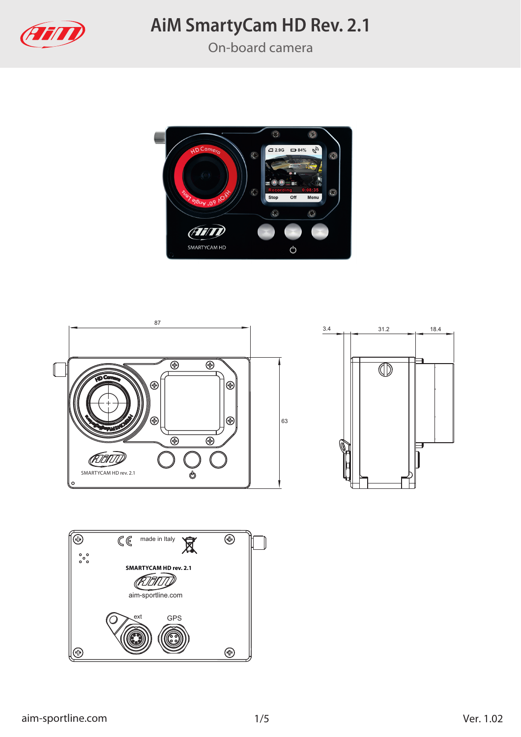# AiM SmartyCam HD Rev. 2.1

On-board camera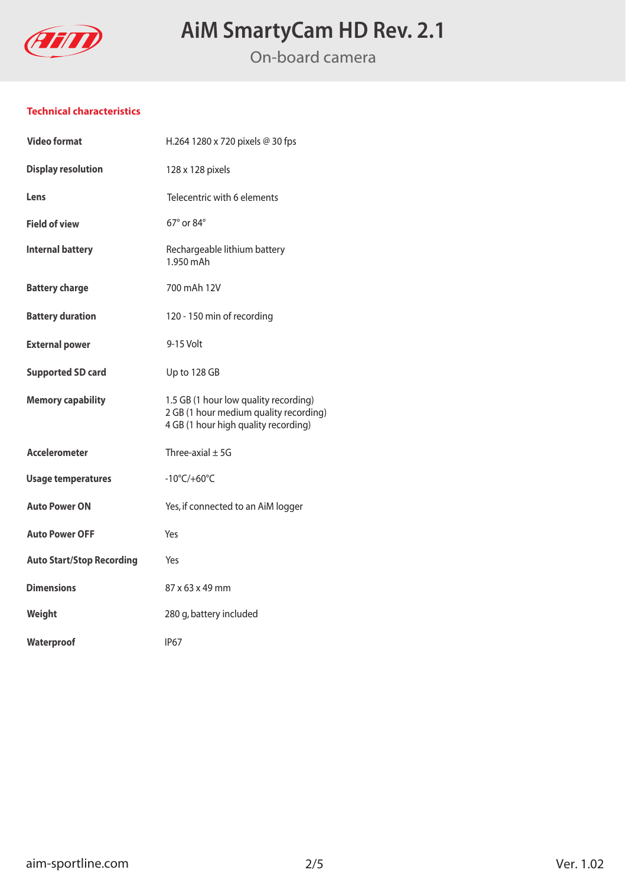# AiM SmartyCam HD Rev. 2.1

On-board camera

## Technical characteristics

| | |
|---|---|
| **Video format** | H.264 1280 x 720 pixels @ 30 fps |
| **Display resolution** | 128 x 128 pixels |
| **Lens** | Telecentric with 6 elements |
| **Field of view** | 67° or 84° |
| **Internal battery** | Rechargeable lithium battery<br>1.950 mAh |
| **Battery charge** | 700 mAh 12V |
| **Battery duration** | 120 - 150 min of recording |
| **External power** | 9-15 Volt |
| **Supported SD card** | Up to 128 GB |
| **Memory capability** | 1.5 GB (1 hour low quality recording)<br>2 GB (1 hour medium quality recording)<br>4 GB (1 hour high quality recording) |
| **Accelerometer** | Three-axial ± 5G |
| **Usage temperatures** | -10°C/+60°C |
| **Auto Power ON** | Yes, if connected to an AiM logger |
| **Auto Power OFF** | Yes |
| **Auto Start/Stop Recording** | Yes |
| **Dimensions** | 87 x 63 x 49 mm |
| **Weight** | 280 g, battery included |
| **Waterproof** | IP67 |

aim-sportline.com

Ver. 1.02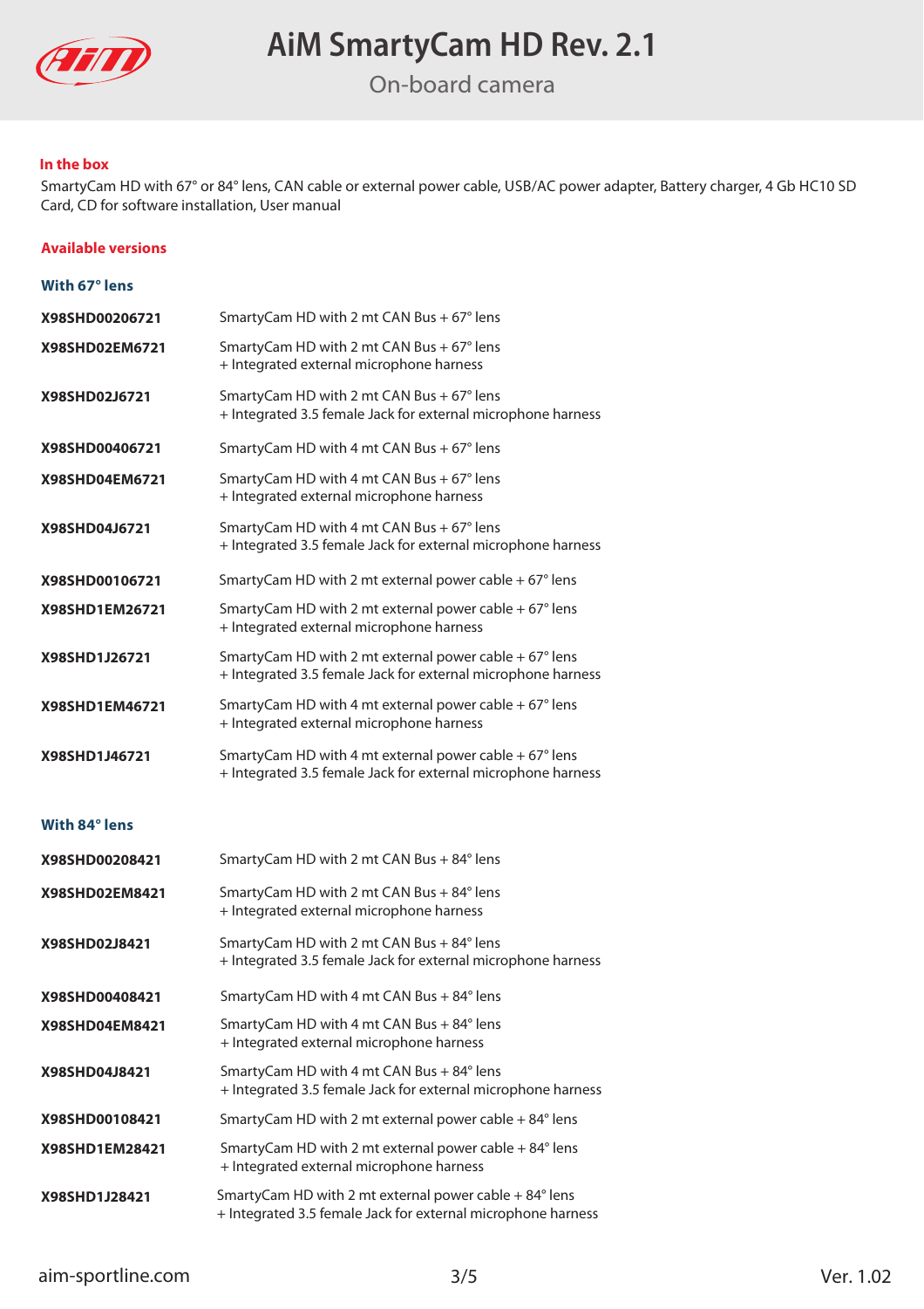# AiM SmartyCam HD Rev. 2.1

On-board camera

### In the box

SmartyCam HD with 67° or 84° lens, CAN cable or external power cable, USB/AC power adapter, Battery charger, 4 Gb HC10 SD Card, CD for software installation, User manual

### Available versions

#### With 67° lens

| | |
|---|---|
| **X98SHD00206721** | SmartyCam HD with 2 mt CAN Bus + 67° lens |
| **X98SHD02EM6721** | SmartyCam HD with 2 mt CAN Bus + 67° lens<br>+ Integrated external microphone harness |
| **X98SHD02J6721** | SmartyCam HD with 2 mt CAN Bus + 67° lens<br>+ Integrated 3.5 female Jack for external microphone harness |
| **X98SHD00406721** | SmartyCam HD with 4 mt CAN Bus + 67° lens |
| **X98SHD04EM6721** | SmartyCam HD with 4 mt CAN Bus + 67° lens<br>+ Integrated external microphone harness |
| **X98SHD04J6721** | SmartyCam HD with 4 mt CAN Bus + 67° lens<br>+ Integrated 3.5 female Jack for external microphone harness |
| **X98SHD00106721** | SmartyCam HD with 2 mt external power cable + 67° lens |
| **X98SHD1EM26721** | SmartyCam HD with 2 mt external power cable + 67° lens<br>+ Integrated external microphone harness |
| **X98SHD1J26721** | SmartyCam HD with 2 mt external power cable + 67° lens<br>+ Integrated 3.5 female Jack for external microphone harness |
| **X98SHD1EM46721** | SmartyCam HD with 4 mt external power cable + 67° lens<br>+ Integrated external microphone harness |
| **X98SHD1J46721** | SmartyCam HD with 4 mt external power cable + 67° lens<br>+ Integrated 3.5 female Jack for external microphone harness |

#### With 84° lens

| | |
|---|---|
| **X98SHD00208421** | SmartyCam HD with 2 mt CAN Bus + 84° lens |
| **X98SHD02EM8421** | SmartyCam HD with 2 mt CAN Bus + 84° lens<br>+ Integrated external microphone harness |
| **X98SHD02J8421** | SmartyCam HD with 2 mt CAN Bus + 84° lens<br>+ Integrated 3.5 female Jack for external microphone harness |
| **X98SHD00408421** | SmartyCam HD with 4 mt CAN Bus + 84° lens |
| **X98SHD04EM8421** | SmartyCam HD with 4 mt CAN Bus + 84° lens<br>+ Integrated external microphone harness |
| **X98SHD04J8421** | SmartyCam HD with 4 mt CAN Bus + 84° lens<br>+ Integrated 3.5 female Jack for external microphone harness |
| **X98SHD00108421** | SmartyCam HD with 2 mt external power cable + 84° lens |
| **X98SHD1EM28421** | SmartyCam HD with 2 mt external power cable + 84° lens<br>+ Integrated external microphone harness |
| **X98SHD1J28421** | SmartyCam HD with 2 mt external power cable + 84° lens<br>+ Integrated 3.5 female Jack for external microphone harness |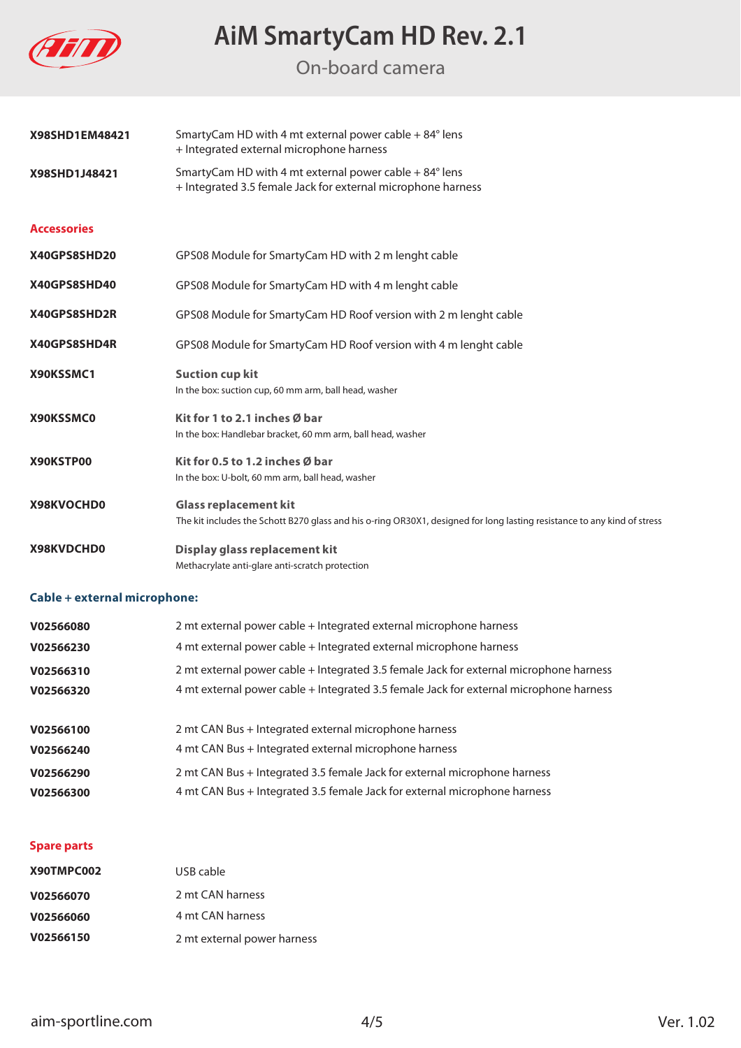| | |
|---|---|
| **X98SHD1EM48421** | SmartyCam HD with 4 mt external power cable + 84° lens + Integrated external microphone harness |
| **X98SHD1J48421** | SmartyCam HD with 4 mt external power cable + 84° lens + Integrated 3.5 female Jack for external microphone harness |

## Accessories

| | |
|---|---|
| **X40GPS8SHD20** | GPS08 Module for SmartyCam HD with 2 m lenght cable |
| **X40GPS8SHD40** | GPS08 Module for SmartyCam HD with 4 m lenght cable |
| **X40GPS8SHD2R** | GPS08 Module for SmartyCam HD Roof version with 2 m lenght cable |
| **X40GPS8SHD4R** | GPS08 Module for SmartyCam HD Roof version with 4 m lenght cable |
| **X90KSSMC1** | **Suction cup kit**<br>In the box: suction cup, 60 mm arm, ball head, washer |
| **X90KSSMC0** | **Kit for 1 to 2.1 inches Ø bar**<br>In the box: Handlebar bracket, 60 mm arm, ball head, washer |
| **X90KSTP00** | **Kit for 0.5 to 1.2 inches Ø bar**<br>In the box: U-bolt, 60 mm arm, ball head, washer |
| **X98KVOCHD0** | **Glass replacement kit**<br>The kit includes the Schott B270 glass and his o-ring OR30X1, designed for long lasting resistance to any kind of stress |
| **X98KVDCHD0** | **Display glass replacement kit**<br>Methacrylate anti-glare anti-scratch protection |

## Cable + external microphone:

| | |
|---|---|
| **V02566080** | 2 mt external power cable + Integrated external microphone harness |
| **V02566230** | 4 mt external power cable + Integrated external microphone harness |
| **V02566310** | 2 mt external power cable + Integrated 3.5 female Jack for external microphone harness |
| **V02566320** | 4 mt external power cable + Integrated 3.5 female Jack for external microphone harness |
| **V02566100** | 2 mt CAN Bus + Integrated external microphone harness |
| **V02566240** | 4 mt CAN Bus + Integrated external microphone harness |
| **V02566290** | 2 mt CAN Bus + Integrated 3.5 female Jack for external microphone harness |
| **V02566300** | 4 mt CAN Bus + Integrated 3.5 female Jack for external microphone harness |

## Spare parts

| | |
|---|---|
| **X90TMPC002** | USB cable |
| **V02566070** | 2 mt CAN harness |
| **V02566060** | 4 mt CAN harness |
| **V02566150** | 2 mt external power harness |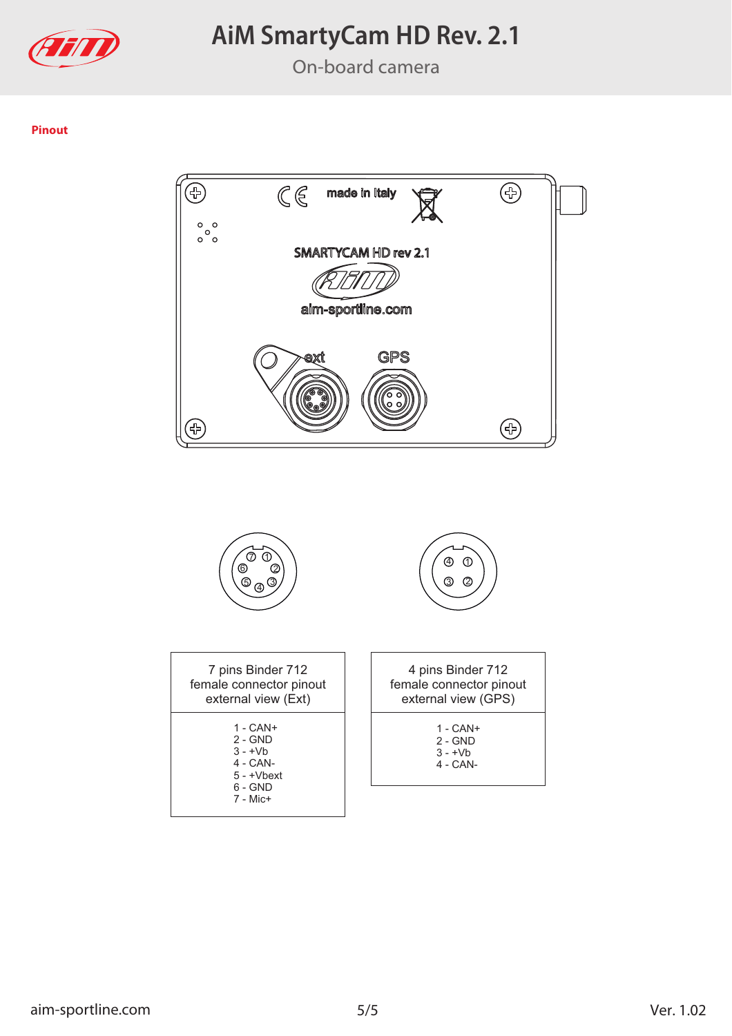## Pinout

| 7 pins Binder 712 female connector pinout external view (Ext) |
|---|
| 1 - CAN+<br>2 - GND<br>3 - +Vb<br>4 - CAN-<br>5 - +Vbext<br>6 - GND<br>7 - Mic+ |

| 4 pins Binder 712 female connector pinout external view (GPS) |
|---|
| 1 - CAN+<br>2 - GND<br>3 - +Vb<br>4 - CAN- |